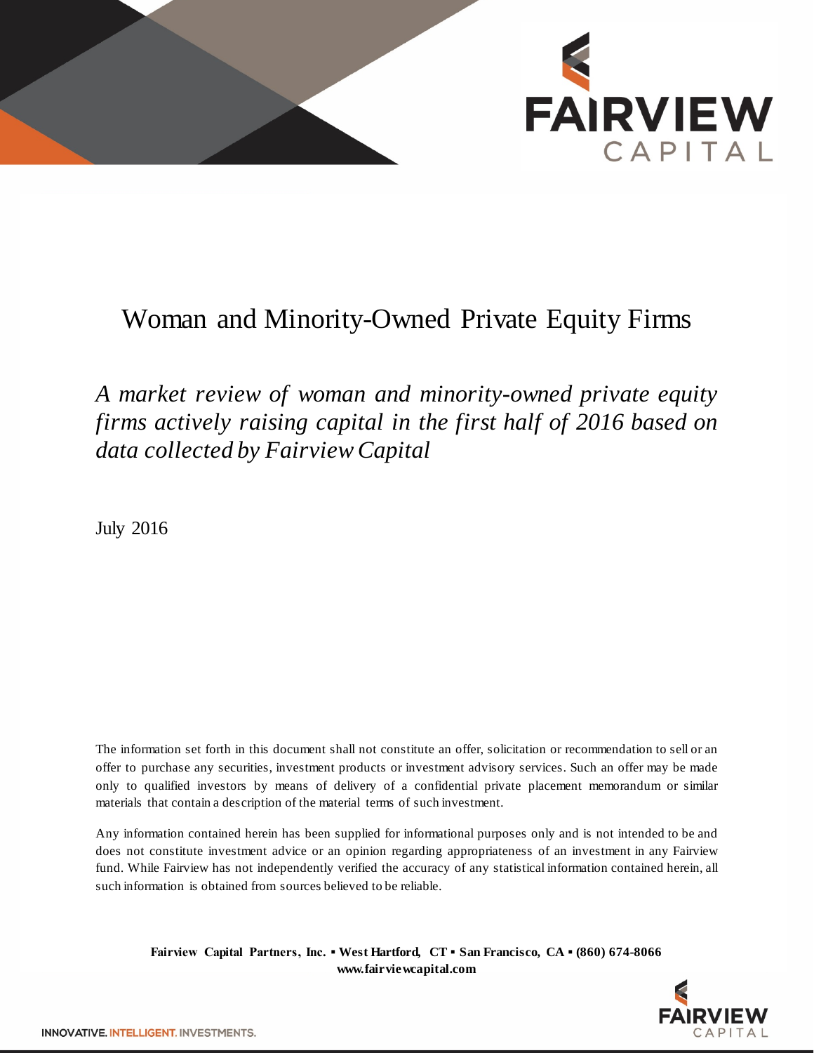# Woman and Minority-Owned Private Equity Firms

*A market review of woman and minority-owned private equity firms actively raising capital in the first half of 2016 based on data collected by Fairview Capital*

July 2016

The information set forth in this document shall not constitute an offer, solicitation or recommendation to sell or an offer to purchase any securities, investment products or investment advisory services. Such an offer may be made only to qualified investors by means of delivery of a confidential private placement memorandum or similar materials that contain a description of the material terms of such investment.

Any information contained herein has been supplied for informational purposes only and is not intended to be and does not constitute investment advice or an opinion regarding appropriateness of an investment in any Fairview fund. While Fairview has not independently verified the accuracy of any statistical information contained herein, all such information is obtained from sources believed to be reliable.

**Fairview Capital Partners, Inc. ▪ West Hartford, CT ▪ San Francisco, CA ▪ (860) 674-8066**
**www.fairviewcapital.com**

INNOVATIVE. INTELLIGENT. INVESTMENTS.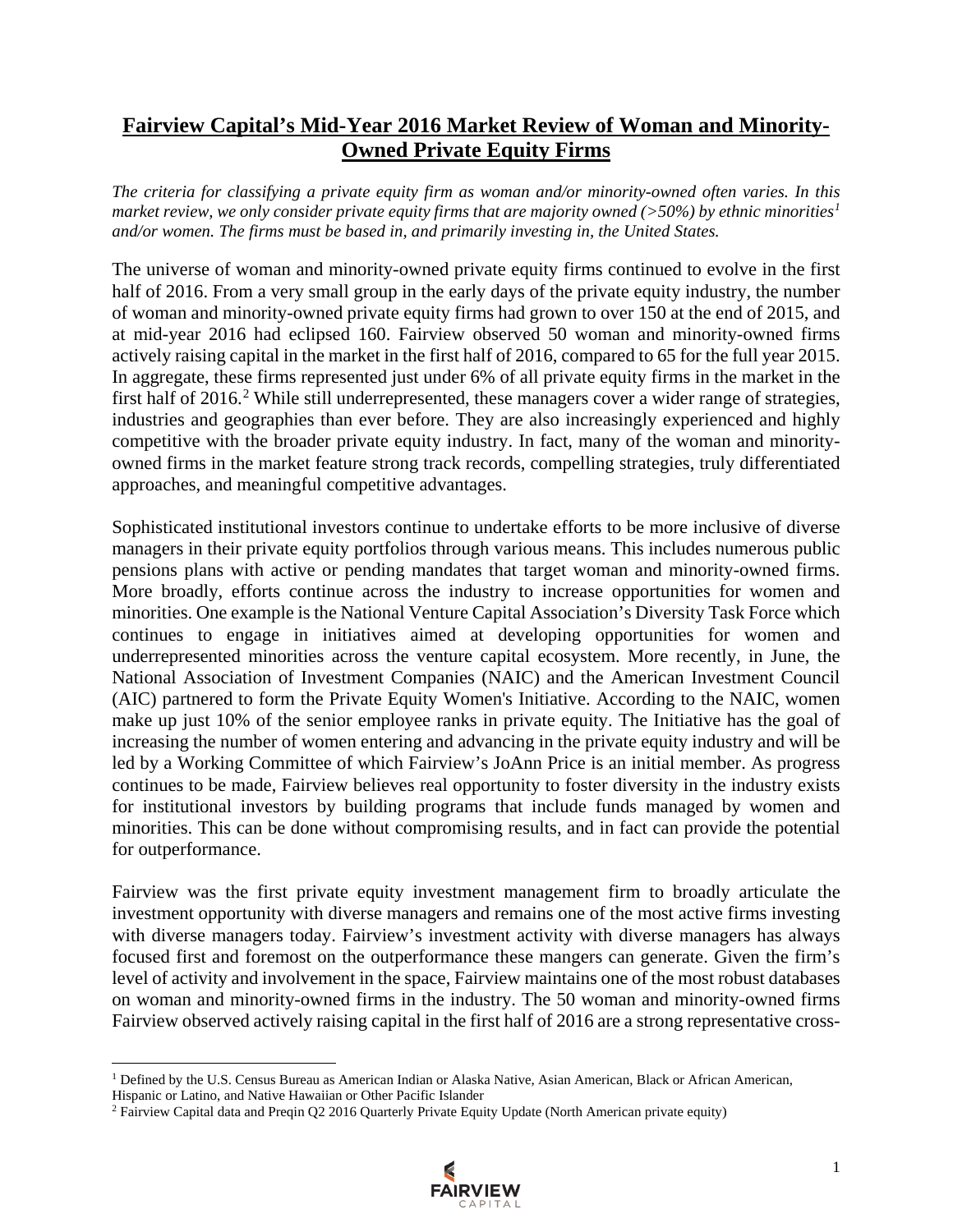## Fairview Capital's Mid-Year 2016 Market Review of Woman and Minority-Owned Private Equity Firms

*The criteria for classifying a private equity firm as woman and/or minority-owned often varies. In this market review, we only consider private equity firms that are majority owned (>50%) by ethnic minorities[1] and/or women. The firms must be based in, and primarily investing in, the United States.*

The universe of woman and minority-owned private equity firms continued to evolve in the first half of 2016. From a very small group in the early days of the private equity industry, the number of woman and minority-owned private equity firms had grown to over 150 at the end of 2015, and at mid-year 2016 had eclipsed 160. Fairview observed 50 woman and minority-owned firms actively raising capital in the market in the first half of 2016, compared to 65 for the full year 2015. In aggregate, these firms represented just under 6% of all private equity firms in the market in the first half of 2016.[2] While still underrepresented, these managers cover a wider range of strategies, industries and geographies than ever before. They are also increasingly experienced and highly competitive with the broader private equity industry. In fact, many of the woman and minority-owned firms in the market feature strong track records, compelling strategies, truly differentiated approaches, and meaningful competitive advantages.

Sophisticated institutional investors continue to undertake efforts to be more inclusive of diverse managers in their private equity portfolios through various means. This includes numerous public pensions plans with active or pending mandates that target woman and minority-owned firms. More broadly, efforts continue across the industry to increase opportunities for women and minorities. One example is the National Venture Capital Association's Diversity Task Force which continues to engage in initiatives aimed at developing opportunities for women and underrepresented minorities across the venture capital ecosystem. More recently, in June, the National Association of Investment Companies (NAIC) and the American Investment Council (AIC) partnered to form the Private Equity Women's Initiative. According to the NAIC, women make up just 10% of the senior employee ranks in private equity. The Initiative has the goal of increasing the number of women entering and advancing in the private equity industry and will be led by a Working Committee of which Fairview's JoAnn Price is an initial member. As progress continues to be made, Fairview believes real opportunity to foster diversity in the industry exists for institutional investors by building programs that include funds managed by women and minorities. This can be done without compromising results, and in fact can provide the potential for outperformance.

Fairview was the first private equity investment management firm to broadly articulate the investment opportunity with diverse managers and remains one of the most active firms investing with diverse managers today. Fairview's investment activity with diverse managers has always focused first and foremost on the outperformance these mangers can generate. Given the firm's level of activity and involvement in the space, Fairview maintains one of the most robust databases on woman and minority-owned firms in the industry. The 50 woman and minority-owned firms Fairview observed actively raising capital in the first half of 2016 are a strong representative cross-

[1] Defined by the U.S. Census Bureau as American Indian or Alaska Native, Asian American, Black or African American, Hispanic or Latino, and Native Hawaiian or Other Pacific Islander

[2] Fairview Capital data and Preqin Q2 2016 Quarterly Private Equity Update (North American private equity)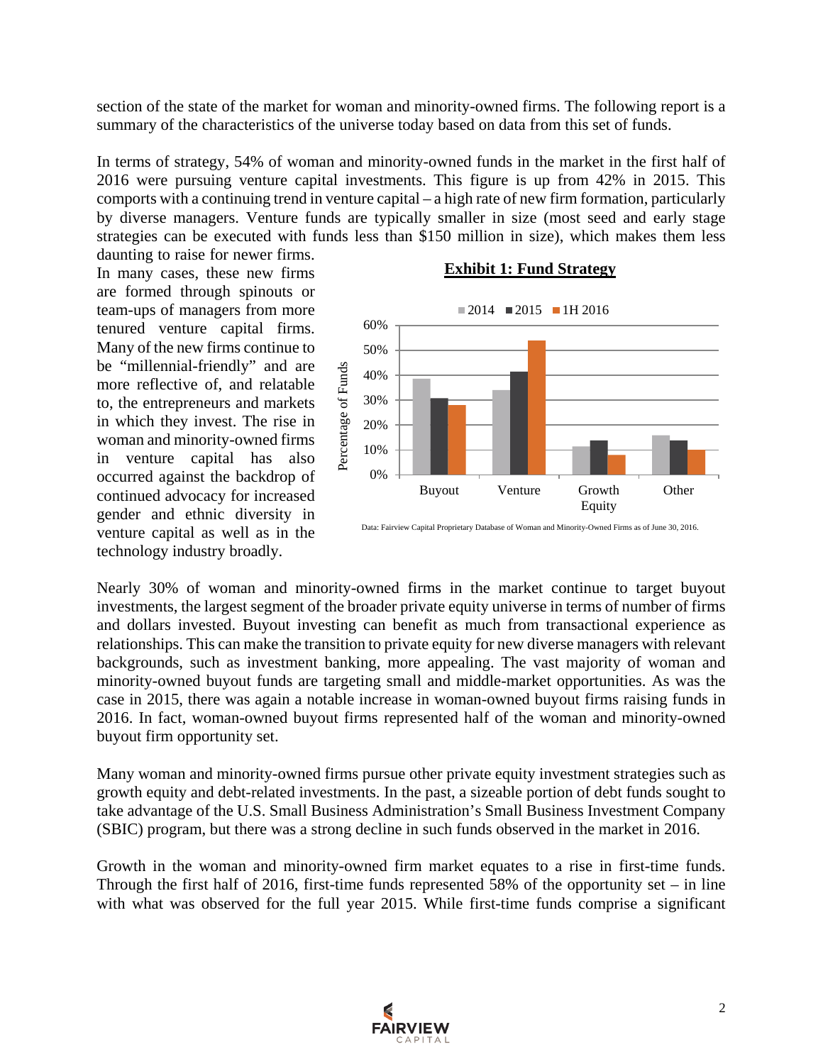section of the state of the market for woman and minority-owned firms. The following report is a summary of the characteristics of the universe today based on data from this set of funds.

In terms of strategy, 54% of woman and minority-owned funds in the market in the first half of 2016 were pursuing venture capital investments. This figure is up from 42% in 2015. This comports with a continuing trend in venture capital – a high rate of new firm formation, particularly by diverse managers. Venture funds are typically smaller in size (most seed and early stage strategies can be executed with funds less than $150 million in size), which makes them less daunting to raise for newer firms. In many cases, these new firms are formed through spinouts or team-ups of managers from more tenured venture capital firms. Many of the new firms continue to be "millennial-friendly" and are more reflective of, and relatable to, the entrepreneurs and markets in which they invest. The rise in woman and minority-owned firms in venture capital has also occurred against the backdrop of continued advocacy for increased gender and ethnic diversity in venture capital as well as in the technology industry broadly.

**Exhibit 1: Fund Strategy**

Data: Fairview Capital Proprietary Database of Woman and Minority-Owned Firms as of June 30, 2016.

Nearly 30% of woman and minority-owned firms in the market continue to target buyout investments, the largest segment of the broader private equity universe in terms of number of firms and dollars invested. Buyout investing can benefit as much from transactional experience as relationships. This can make the transition to private equity for new diverse managers with relevant backgrounds, such as investment banking, more appealing. The vast majority of woman and minority-owned buyout funds are targeting small and middle-market opportunities. As was the case in 2015, there was again a notable increase in woman-owned buyout firms raising funds in 2016. In fact, woman-owned buyout firms represented half of the woman and minority-owned buyout firm opportunity set.

Many woman and minority-owned firms pursue other private equity investment strategies such as growth equity and debt-related investments. In the past, a sizeable portion of debt funds sought to take advantage of the U.S. Small Business Administration's Small Business Investment Company (SBIC) program, but there was a strong decline in such funds observed in the market in 2016.

Growth in the woman and minority-owned firm market equates to a rise in first-time funds. Through the first half of 2016, first-time funds represented 58% of the opportunity set – in line with what was observed for the full year 2015. While first-time funds comprise a significant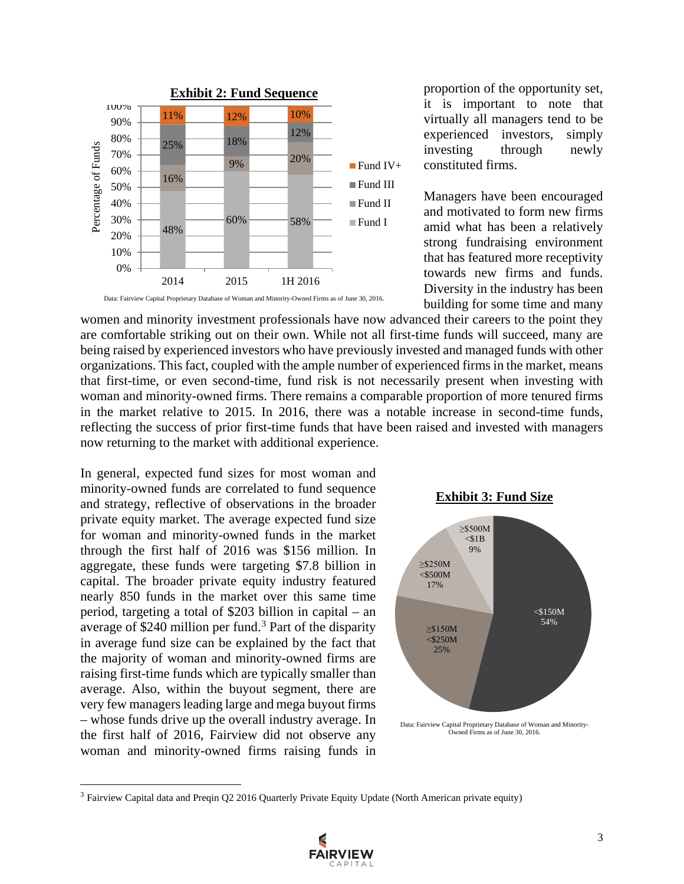**Exhibit 2: Fund Sequence**

| | 2014 | 2015 | 1H 2016 |
|---|---|---|---|
| Fund IV+ | 11% | 12% | 10% |
| Fund III | 25% | 18% | 12% |
| Fund II | 16% | 9% | 20% |
| Fund I | 48% | 60% | 58% |

Data: Fairview Capital Proprietary Database of Woman and Minority-Owned Firms as of June 30, 2016.

proportion of the opportunity set, it is important to note that virtually all managers tend to be experienced investors, simply investing through newly constituted firms.

Managers have been encouraged and motivated to form new firms amid what has been a relatively strong fundraising environment that has featured more receptivity towards new firms and funds. Diversity in the industry has been building for some time and many women and minority investment professionals have now advanced their careers to the point they are comfortable striking out on their own. While not all first-time funds will succeed, many are being raised by experienced investors who have previously invested and managed funds with other organizations. This fact, coupled with the ample number of experienced firms in the market, means that first-time, or even second-time, fund risk is not necessarily present when investing with woman and minority-owned firms. There remains a comparable proportion of more tenured firms in the market relative to 2015. In 2016, there was a notable increase in second-time funds, reflecting the success of prior first-time funds that have been raised and invested with managers now returning to the market with additional experience.

In general, expected fund sizes for most woman and minority-owned funds are correlated to fund sequence and strategy, reflective of observations in the broader private equity market. The average expected fund size for woman and minority-owned funds in the market through the first half of 2016 was $156 million. In aggregate, these funds were targeting $7.8 billion in capital. The broader private equity industry featured nearly 850 funds in the market over this same time period, targeting a total of $203 billion in capital – an average of $240 million per fund.[3] Part of the disparity in average fund size can be explained by the fact that the majority of woman and minority-owned firms are raising first-time funds which are typically smaller than average. Also, within the buyout segment, there are very few managers leading large and mega buyout firms – whose funds drive up the overall industry average. In the first half of 2016, Fairview did not observe any woman and minority-owned firms raising funds in

**Exhibit 3: Fund Size**

| Fund Size | Percentage |
|---|---|
| <$150M | 54% |
| ≥$150M <$250M | 25% |
| ≥$250M <$500M | 17% |
| ≥$500M <$1B | 9% |

Data: Fairview Capital Proprietary Database of Woman and Minority-Owned Firms as of June 30, 2016.

[3] Fairview Capital data and Preqin Q2 2016 Quarterly Private Equity Update (North American private equity)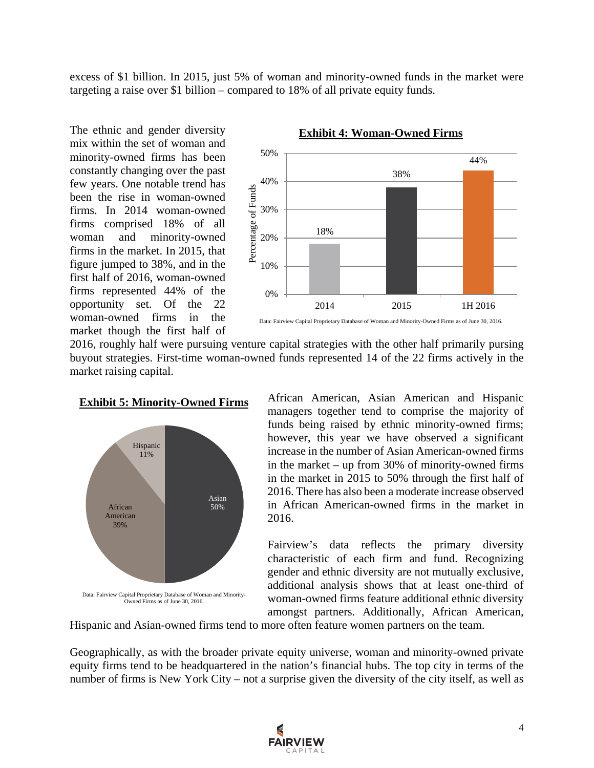excess of $1 billion. In 2015, just 5% of woman and minority-owned funds in the market were targeting a raise over $1 billion – compared to 18% of all private equity funds.

The ethnic and gender diversity mix within the set of woman and minority-owned firms has been constantly changing over the past few years. One notable trend has been the rise in woman-owned firms. In 2014 woman-owned firms comprised 18% of all woman and minority-owned firms in the market. In 2015, that figure jumped to 38%, and in the first half of 2016, woman-owned firms represented 44% of the opportunity set. Of the 22 woman-owned firms in the market though the first half of 2016, roughly half were pursuing venture capital strategies with the other half primarily pursing buyout strategies. First-time woman-owned funds represented 14 of the 22 firms actively in the market raising capital.

**Exhibit 4: Woman-Owned Firms**

| | Percentage of Funds |
|---|---|
| 2014 | 18% |
| 2015 | 38% |
| 1H 2016 | 44% |

Data: Fairview Capital Proprietary Database of Woman and Minority-Owned Firms as of June 30, 2016.

**Exhibit 5: Minority-Owned Firms**

| | |
|---|---|
| Asian | 50% |
| African American | 39% |
| Hispanic | 11% |

Data: Fairview Capital Proprietary Database of Woman and Minority-Owned Firms as of June 30, 2016.

African American, Asian American and Hispanic managers together tend to comprise the majority of funds being raised by ethnic minority-owned firms; however, this year we have observed a significant increase in the number of Asian American-owned firms in the market – up from 30% of minority-owned firms in the market in 2015 to 50% through the first half of 2016. There has also been a moderate increase observed in African American-owned firms in the market in 2016.

Fairview's data reflects the primary diversity characteristic of each firm and fund. Recognizing gender and ethnic diversity are not mutually exclusive, additional analysis shows that at least one-third of woman-owned firms feature additional ethnic diversity amongst partners. Additionally, African American, Hispanic and Asian-owned firms tend to more often feature women partners on the team.

Geographically, as with the broader private equity universe, woman and minority-owned private equity firms tend to be headquartered in the nation's financial hubs. The top city in terms of the number of firms is New York City – not a surprise given the diversity of the city itself, as well as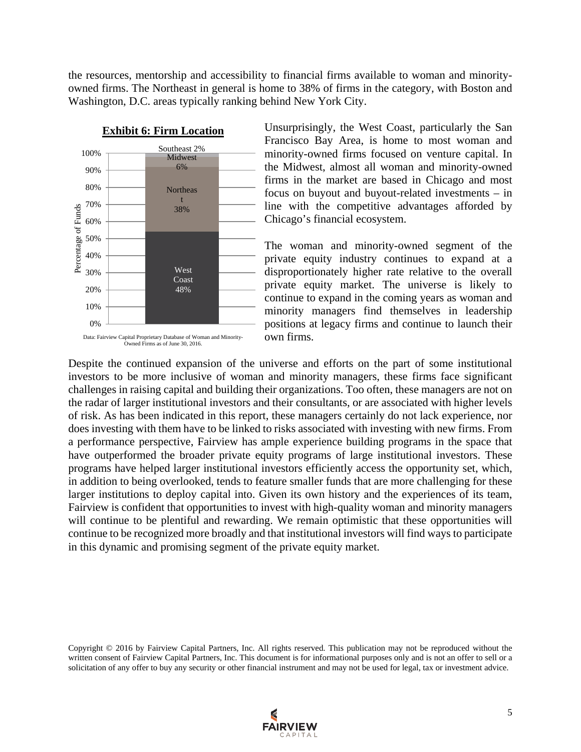the resources, mentorship and accessibility to financial firms available to woman and minority-owned firms. The Northeast in general is home to 38% of firms in the category, with Boston and Washington, D.C. areas typically ranking behind New York City.

**Exhibit 6: Firm Location**

Percentage of Funds

100%
90%
80%
70%
60%
50%
40%
30%
20%
10%
0%

Southeast 2%
Midwest 6%
Northeast 38%
West Coast 48%

Data: Fairview Capital Proprietary Database of Woman and Minority-Owned Firms as of June 30, 2016.

Unsurprisingly, the West Coast, particularly the San Francisco Bay Area, is home to most woman and minority-owned firms focused on venture capital. In the Midwest, almost all woman and minority-owned firms in the market are based in Chicago and most focus on buyout and buyout-related investments – in line with the competitive advantages afforded by Chicago's financial ecosystem.

The woman and minority-owned segment of the private equity industry continues to expand at a disproportionately higher rate relative to the overall private equity market. The universe is likely to continue to expand in the coming years as woman and minority managers find themselves in leadership positions at legacy firms and continue to launch their own firms.

Despite the continued expansion of the universe and efforts on the part of some institutional investors to be more inclusive of woman and minority managers, these firms face significant challenges in raising capital and building their organizations. Too often, these managers are not on the radar of larger institutional investors and their consultants, or are associated with higher levels of risk. As has been indicated in this report, these managers certainly do not lack experience, nor does investing with them have to be linked to risks associated with investing with new firms. From a performance perspective, Fairview has ample experience building programs in the space that have outperformed the broader private equity programs of large institutional investors. These programs have helped larger institutional investors efficiently access the opportunity set, which, in addition to being overlooked, tends to feature smaller funds that are more challenging for these larger institutions to deploy capital into. Given its own history and the experiences of its team, Fairview is confident that opportunities to invest with high-quality woman and minority managers will continue to be plentiful and rewarding. We remain optimistic that these opportunities will continue to be recognized more broadly and that institutional investors will find ways to participate in this dynamic and promising segment of the private equity market.

Copyright © 2016 by Fairview Capital Partners, Inc. All rights reserved. This publication may not be reproduced without the written consent of Fairview Capital Partners, Inc. This document is for informational purposes only and is not an offer to sell or a solicitation of any offer to buy any security or other financial instrument and may not be used for legal, tax or investment advice.